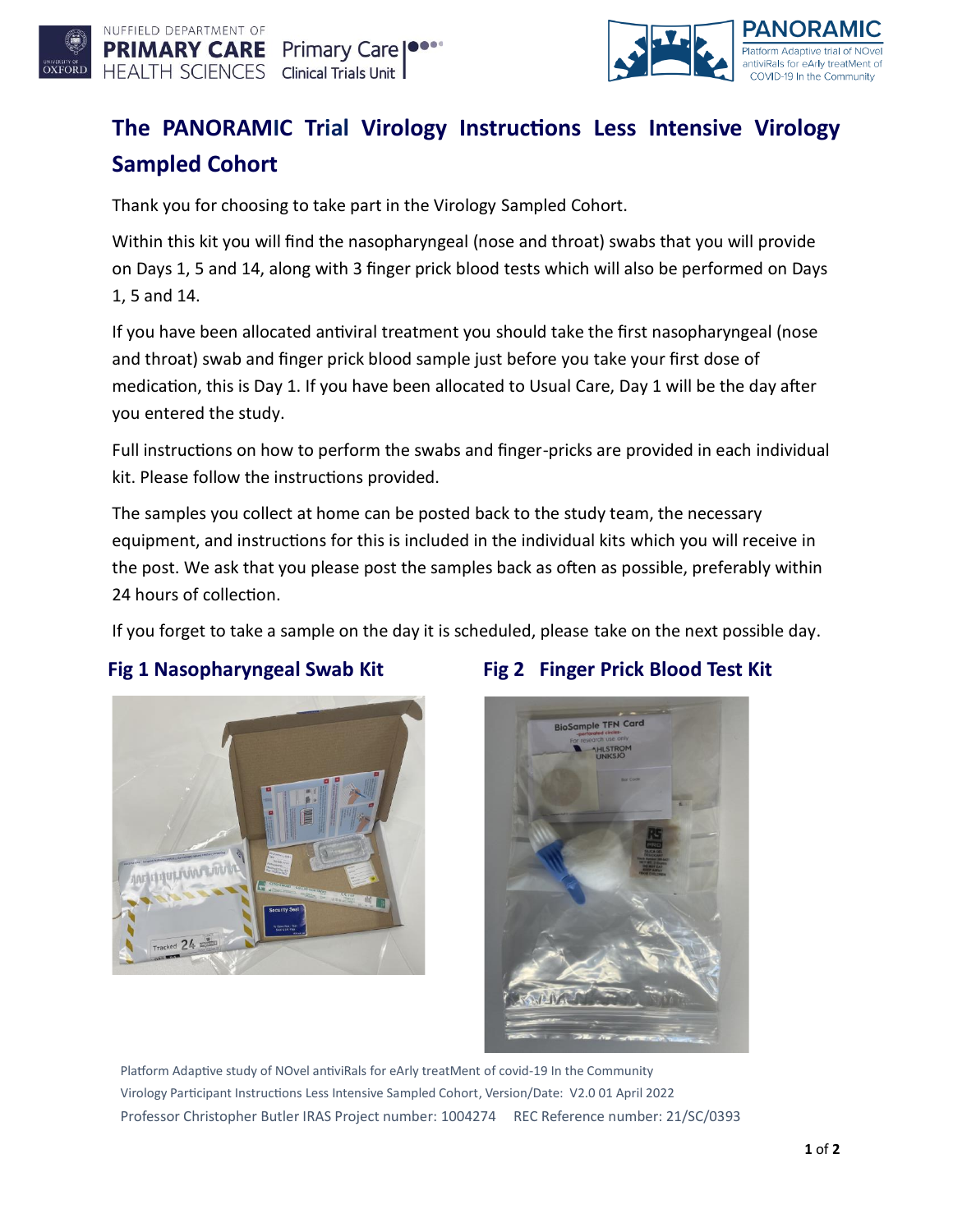# The PANORAMIC Trial Virology Instructions Less Intensive Virology Sampled Cohort

Thank you for choosing to take part in the Virology Sampled Cohort.

Within this kit you will find the nasopharyngeal (nose and throat) swabs that you will provide on Days 1, 5 and 14, along with 3 finger prick blood tests which will also be performed on Days 1, 5 and 14.

If you have been allocated antiviral treatment you should take the first nasopharyngeal (nose and throat) swab and finger prick blood sample just before you take your first dose of medication, this is Day 1. If you have been allocated to Usual Care, Day 1 will be the day after you entered the study.

Full instructions on how to perform the swabs and finger-pricks are provided in each individual kit. Please follow the instructions provided.

The samples you collect at home can be posted back to the study team, the necessary equipment, and instructions for this is included in the individual kits which you will receive in the post. We ask that you please post the samples back as often as possible, preferably within 24 hours of collection.

If you forget to take a sample on the day it is scheduled, please take on the next possible day.

**Fig 1 Nasopharyngeal Swab Kit**

**Fig 2 Finger Prick Blood Test Kit**

Platform Adaptive study of NOvel antiviRals for eArly treatMent of covid-19 In the Community
Virology Participant Instructions Less Intensive Sampled Cohort, Version/Date: V2.0 01 April 2022
Professor Christopher Butler IRAS Project number: 1004274 REC Reference number: 21/SC/0393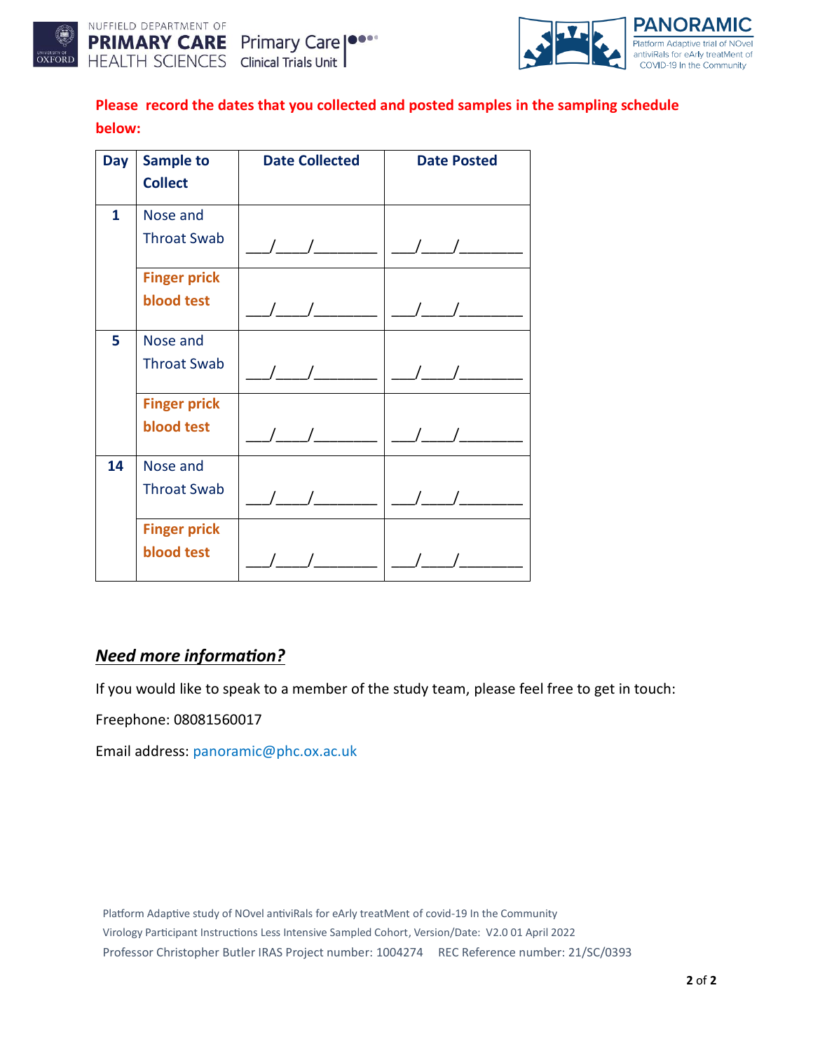**Please record the dates that you collected and posted samples in the sampling schedule below:**

| Day | Sample to Collect | Date Collected | Date Posted |
|---|---|---|---|
| 1 | Nose and Throat Swab | \_\_\_/\_\_\_\_/\_\_\_\_\_\_\_\_ | \_\_\_/\_\_\_\_/\_\_\_\_\_\_\_\_ |
| | **Finger prick blood test** | \_\_\_/\_\_\_\_/\_\_\_\_\_\_\_\_ | \_\_\_/\_\_\_\_/\_\_\_\_\_\_\_\_ |
| 5 | Nose and Throat Swab | \_\_\_/\_\_\_\_/\_\_\_\_\_\_\_\_ | \_\_\_/\_\_\_\_/\_\_\_\_\_\_\_\_ |
| | **Finger prick blood test** | \_\_\_/\_\_\_\_/\_\_\_\_\_\_\_\_ | \_\_\_/\_\_\_\_/\_\_\_\_\_\_\_\_ |
| 14 | Nose and Throat Swab | \_\_\_/\_\_\_\_/\_\_\_\_\_\_\_\_ | \_\_\_/\_\_\_\_/\_\_\_\_\_\_\_\_ |
| | **Finger prick blood test** | \_\_\_/\_\_\_\_/\_\_\_\_\_\_\_\_ | \_\_\_/\_\_\_\_/\_\_\_\_\_\_\_\_ |

## ***Need more information?***

If you would like to speak to a member of the study team, please feel free to get in touch:

Freephone: 08081560017

Email address: panoramic@phc.ox.ac.uk

Platform Adaptive study of NOvel antiviRals for eArly treatMent of covid-19 In the Community
Virology Participant Instructions Less Intensive Sampled Cohort, Version/Date: V2.0 01 April 2022
Professor Christopher Butler IRAS Project number: 1004274 REC Reference number: 21/SC/0393